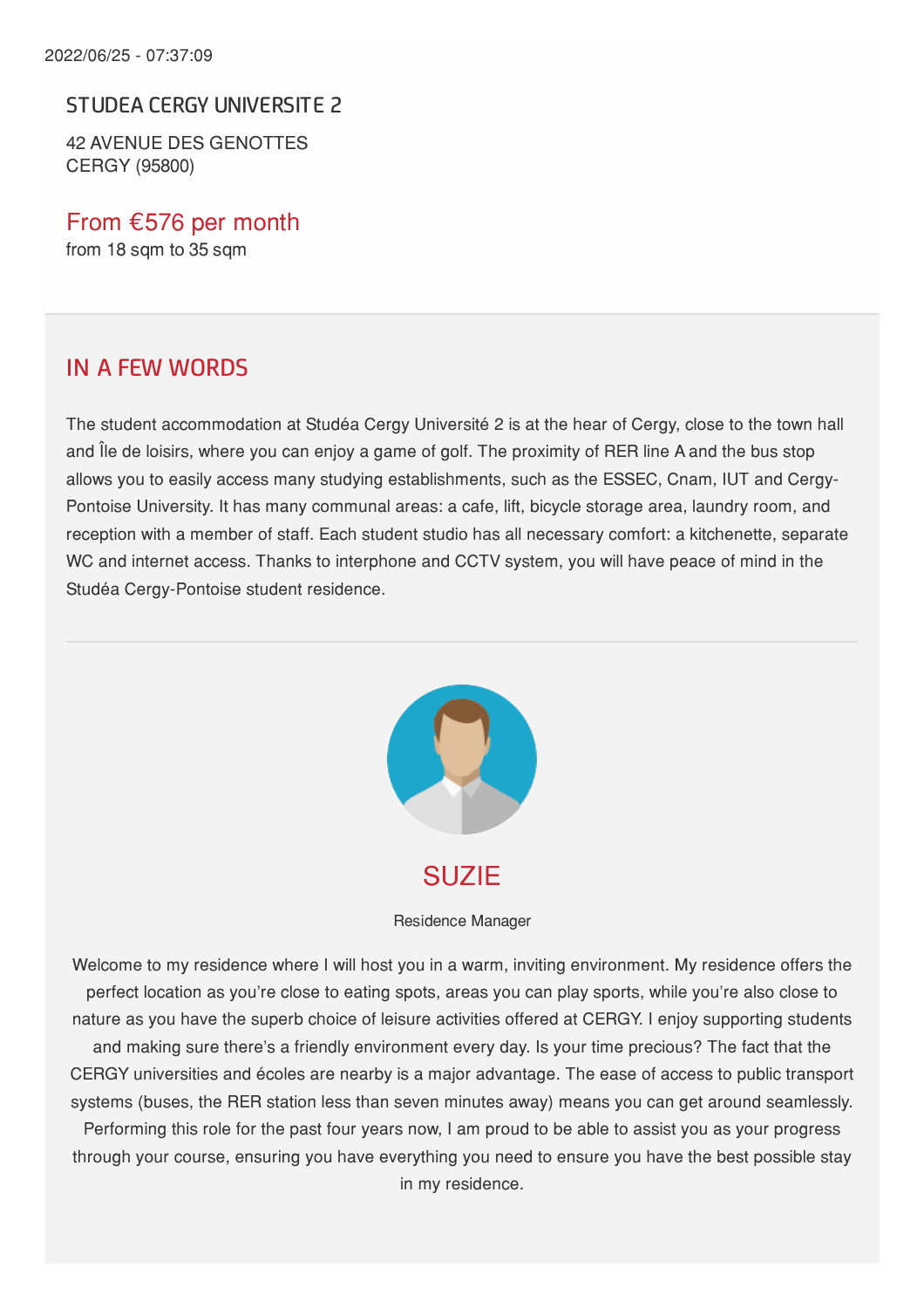2022/06/25 - 07:37:09

## STUDEA CERGY UNIVERSITE 2

42 AVENUE DES GENOTTES
CERGY (95800)

From €576 per month
from 18 sqm to 35 sqm

## IN A FEW WORDS

The student accommodation at Studéa Cergy Université 2 is at the hear of Cergy, close to the town hall and Île de loisirs, where you can enjoy a game of golf. The proximity of RER line A and the bus stop allows you to easily access many studying establishments, such as the ESSEC, Cnam, IUT and Cergy-Pontoise University. It has many communal areas: a cafe, lift, bicycle storage area, laundry room, and reception with a member of staff. Each student studio has all necessary comfort: a kitchenette, separate WC and internet access. Thanks to interphone and CCTV system, you will have peace of mind in the Studéa Cergy-Pontoise student residence.

## SUZIE

Residence Manager

Welcome to my residence where I will host you in a warm, inviting environment. My residence offers the perfect location as you're close to eating spots, areas you can play sports, while you're also close to nature as you have the superb choice of leisure activities offered at CERGY. I enjoy supporting students and making sure there's a friendly environment every day. Is your time precious? The fact that the CERGY universities and écoles are nearby is a major advantage. The ease of access to public transport systems (buses, the RER station less than seven minutes away) means you can get around seamlessly. Performing this role for the past four years now, I am proud to be able to assist you as your progress through your course, ensuring you have everything you need to ensure you have the best possible stay in my residence.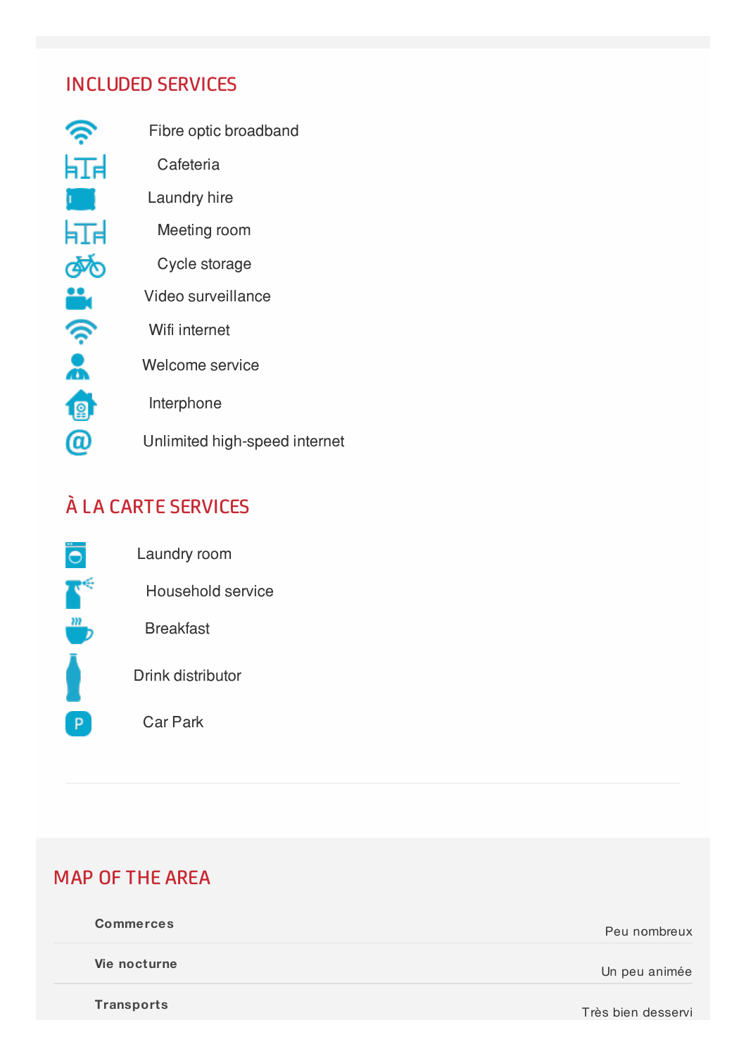## INCLUDED SERVICES

- Fibre optic broadband
- Cafeteria
- Laundry hire
- Meeting room
- Cycle storage
- Video surveillance
- Wifi internet
- Welcome service
- Interphone
- Unlimited high-speed internet

## À LA CARTE SERVICES

- Laundry room
- Household service
- Breakfast
- Drink distributor
- Car Park

## MAP OF THE AREA

| | |
|---|---|
| **Commerces** | Peu nombreux |
| **Vie nocturne** | Un peu animée |
| **Transports** | Très bien desservi |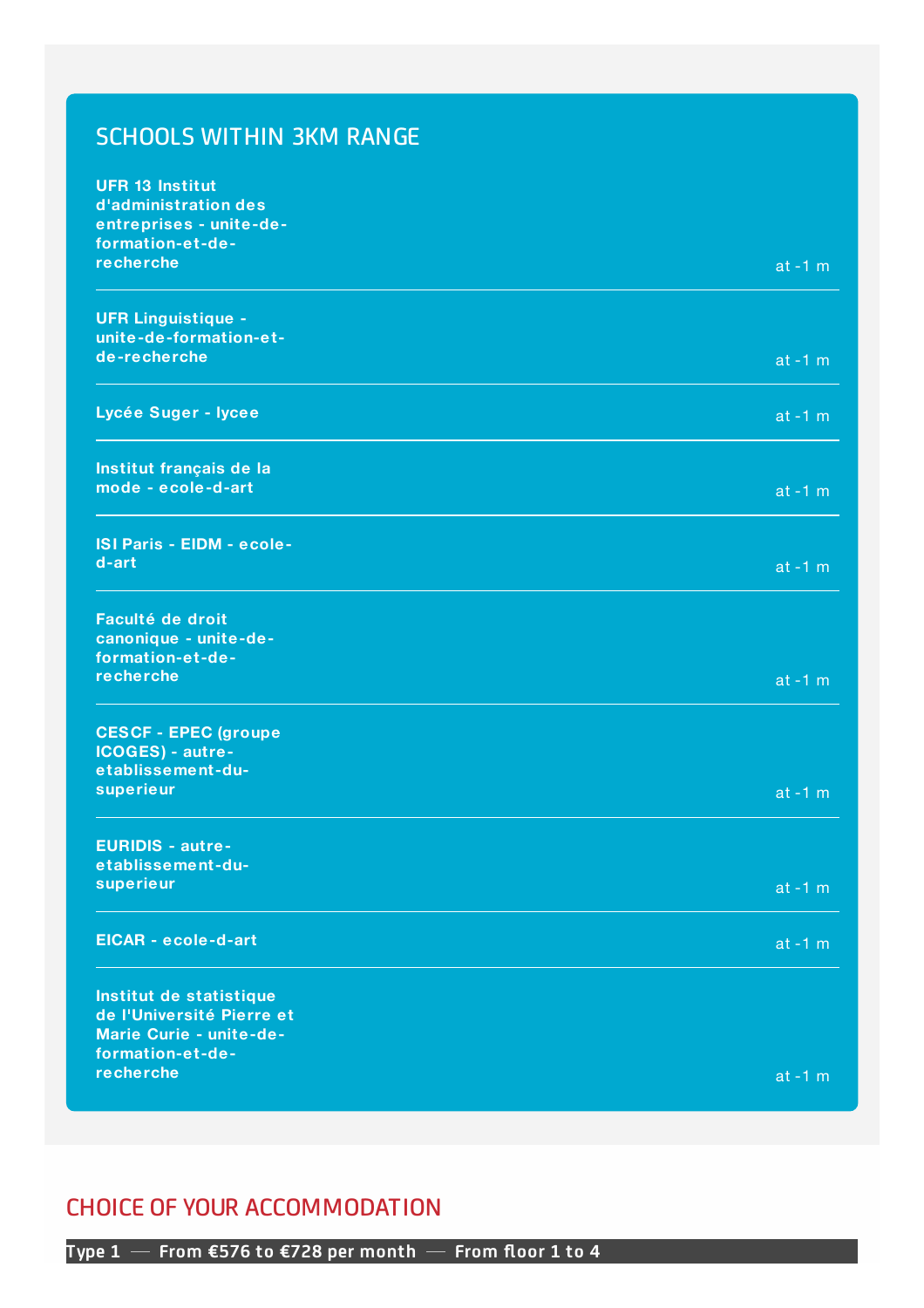## SCHOOLS WITHIN 3KM RANGE

| School | Distance |
| --- | --- |
| **UFR 13 Institut d'administration des entreprises - unite-de-formation-et-de-recherche** | at -1 m |
| **UFR Linguistique - unite-de-formation-et-de-recherche** | at -1 m |
| **Lycée Suger - lycee** | at -1 m |
| **Institut français de la mode - ecole-d-art** | at -1 m |
| **ISI Paris - EIDM - ecole-d-art** | at -1 m |
| **Faculté de droit canonique - unite-de-formation-et-de-recherche** | at -1 m |
| **CESCF - EPEC (groupe ICOGES) - autre-etablissement-du-superieur** | at -1 m |
| **EURIDIS - autre-etablissement-du-superieur** | at -1 m |
| **EICAR - ecole-d-art** | at -1 m |
| **Institut de statistique de l'Université Pierre et Marie Curie - unite-de-formation-et-de-recherche** | at -1 m |

## CHOICE OF YOUR ACCOMMODATION

**Type 1 — From €576 to €728 per month — From floor 1 to 4**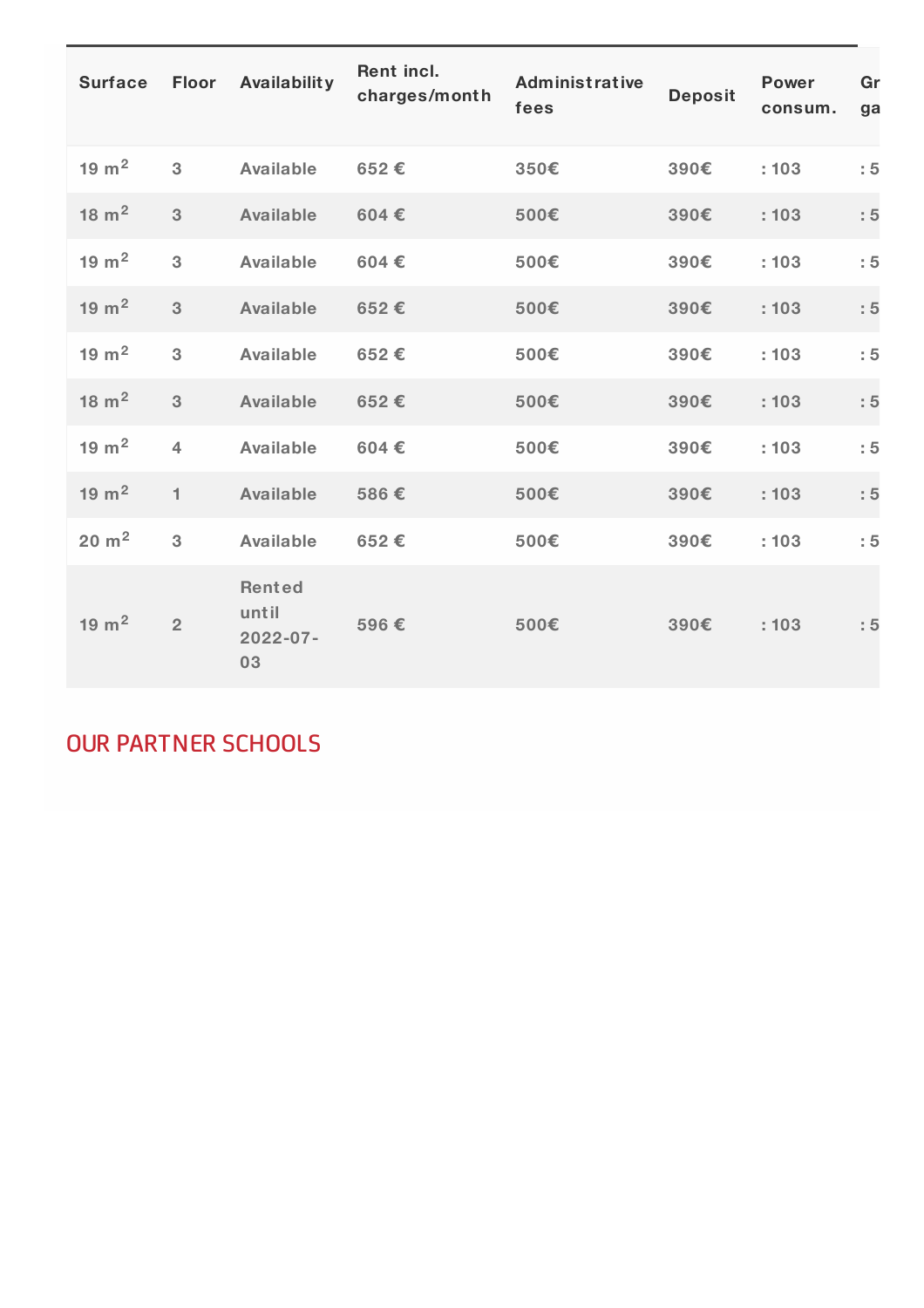| Surface | Floor | Availability | Rent incl. charges/month | Administrative fees | Deposit | Power consum. | Gr ga |
|---|---|---|---|---|---|---|---|
| 19 $m^2$ | 3 | Available | 652 € | 350€ | 390€ | : 103 | : 5 |
| 18 $m^2$ | 3 | Available | 604 € | 500€ | 390€ | : 103 | : 5 |
| 19 $m^2$ | 3 | Available | 604 € | 500€ | 390€ | : 103 | : 5 |
| 19 $m^2$ | 3 | Available | 652 € | 500€ | 390€ | : 103 | : 5 |
| 19 $m^2$ | 3 | Available | 652 € | 500€ | 390€ | : 103 | : 5 |
| 18 $m^2$ | 3 | Available | 652 € | 500€ | 390€ | : 103 | : 5 |
| 19 $m^2$ | 4 | Available | 604 € | 500€ | 390€ | : 103 | : 5 |
| 19 $m^2$ | 1 | Available | 586 € | 500€ | 390€ | : 103 | : 5 |
| 20 $m^2$ | 3 | Available | 652 € | 500€ | 390€ | : 103 | : 5 |
| 19 $m^2$ | 2 | Rented until 2022-07-03 | 596 € | 500€ | 390€ | : 103 | : 5 |

## OUR PARTNER SCHOOLS